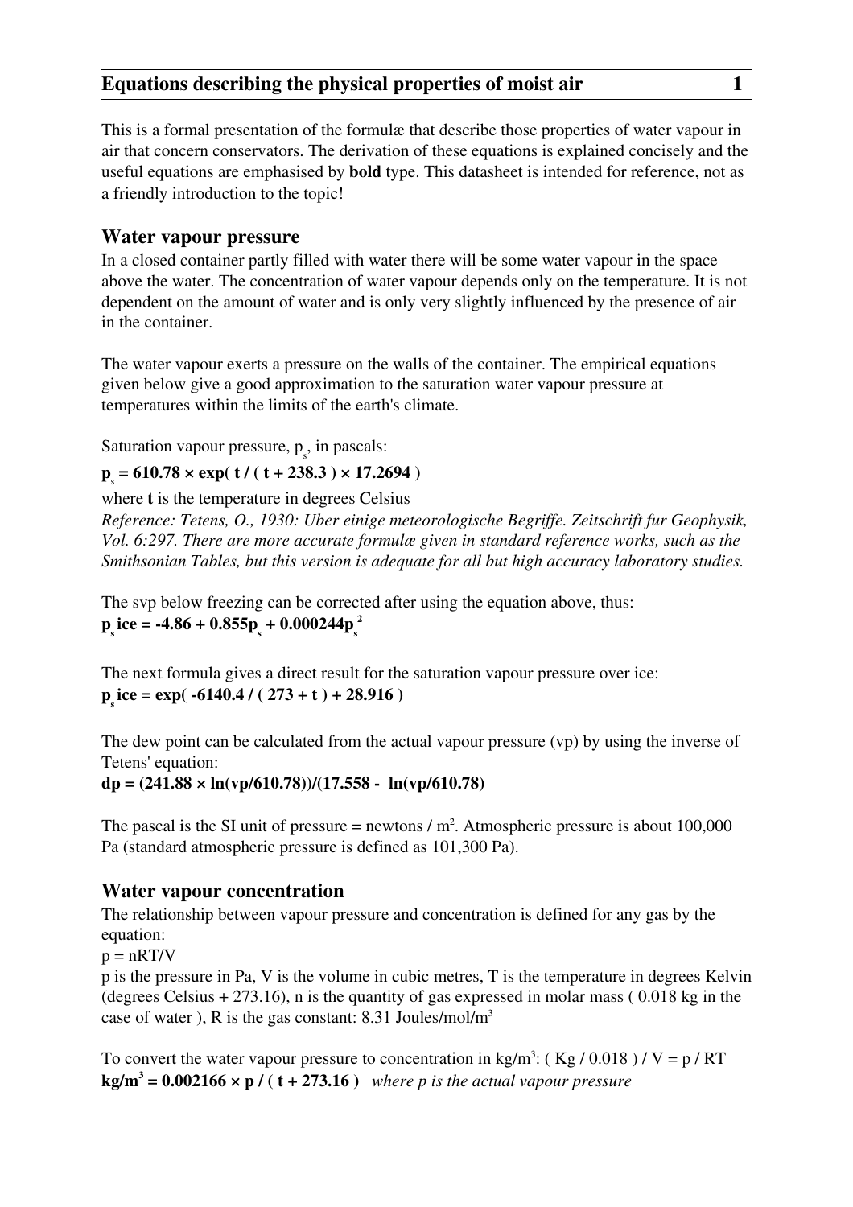# Equations describing the physical properties of moist air

This is a formal presentation of the formulæ that describe those properties of water vapour in air that concern conservators. The derivation of these equations is explained concisely and the useful equations are emphasised by **bold** type. This datasheet is intended for reference, not as a friendly introduction to the topic!

## Water vapour pressure

In a closed container partly filled with water there will be some water vapour in the space above the water. The concentration of water vapour depends only on the temperature. It is not dependent on the amount of water and is only very slightly influenced by the presence of air in the container.

The water vapour exerts a pressure on the walls of the container. The empirical equations given below give a good approximation to the saturation water vapour pressure at temperatures within the limits of the earth's climate.

Saturation vapour pressure, $p_s$, in pascals:

$$\mathbf{p_s = 610.78 \times \exp( t / ( t + 238.3 ) \times 17.2694 )}$$

where **t** is the temperature in degrees Celsius

*Reference: Tetens, O., 1930: Uber einige meteorologische Begriffe. Zeitschrift fur Geophysik, Vol. 6:297. There are more accurate formulæ given in standard reference works, such as the Smithsonian Tables, but this version is adequate for all but high accuracy laboratory studies.*

The svp below freezing can be corrected after using the equation above, thus:

$$\mathbf{p_s ice = -4.86 + 0.855 p_s + 0.000244 p_s^2}$$

The next formula gives a direct result for the saturation vapour pressure over ice:

$$\mathbf{p_s ice = \exp( -6140.4 / ( 273 + t ) + 28.916 )}$$

The dew point can be calculated from the actual vapour pressure (vp) by using the inverse of Tetens' equation:

$$\mathbf{dp = (241.88 \times \ln(vp/610.78))/(17.558 - \ln(vp/610.78))}$$

The pascal is the SI unit of pressure = newtons / $m^2$. Atmospheric pressure is about 100,000 Pa (standard atmospheric pressure is defined as 101,300 Pa).

## Water vapour concentration

The relationship between vapour pressure and concentration is defined for any gas by the equation:

$p = nRT/V$

p is the pressure in Pa, V is the volume in cubic metres, T is the temperature in degrees Kelvin (degrees Celsius + 273.16), n is the quantity of gas expressed in molar mass ( 0.018 kg in the case of water ), R is the gas constant: 8.31 Joules/mol/$m^3$

To convert the water vapour pressure to concentration in kg/$m^3$: ( Kg / 0.018 ) / V = p / RT

$\mathbf{kg/m^3 = 0.002166 \times p / ( t + 273.16 )}$ *where p is the actual vapour pressure*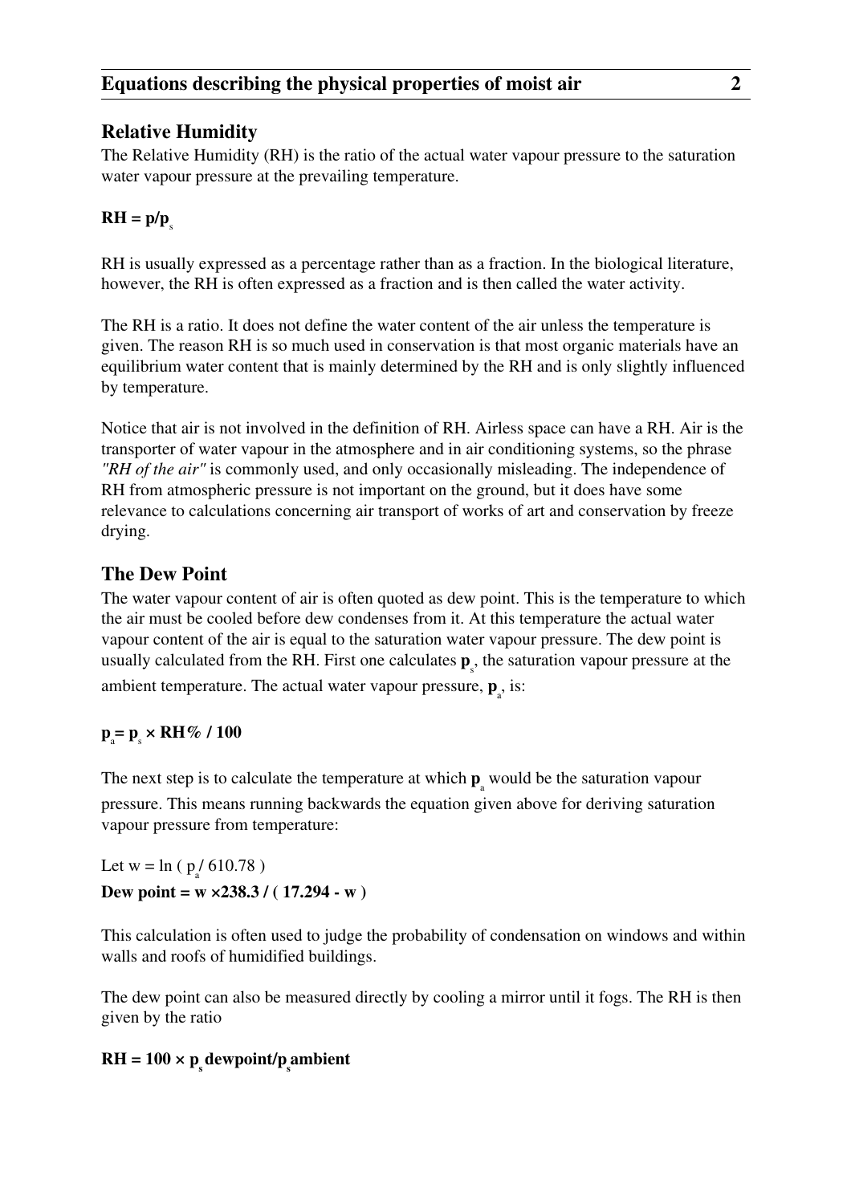## Relative Humidity

The Relative Humidity (RH) is the ratio of the actual water vapour pressure to the saturation water vapour pressure at the prevailing temperature.

$$\mathbf{RH = p/p_s}$$

RH is usually expressed as a percentage rather than as a fraction. In the biological literature, however, the RH is often expressed as a fraction and is then called the water activity.

The RH is a ratio. It does not define the water content of the air unless the temperature is given. The reason RH is so much used in conservation is that most organic materials have an equilibrium water content that is mainly determined by the RH and is only slightly influenced by temperature.

Notice that air is not involved in the definition of RH. Airless space can have a RH. Air is the transporter of water vapour in the atmosphere and in air conditioning systems, so the phrase *"RH of the air"* is commonly used, and only occasionally misleading. The independence of RH from atmospheric pressure is not important on the ground, but it does have some relevance to calculations concerning air transport of works of art and conservation by freeze drying.

## The Dew Point

The water vapour content of air is often quoted as dew point. This is the temperature to which the air must be cooled before dew condenses from it. At this temperature the actual water vapour content of the air is equal to the saturation water vapour pressure. The dew point is usually calculated from the RH. First one calculates $\mathbf{p_s}$, the saturation vapour pressure at the ambient temperature. The actual water vapour pressure, $\mathbf{p_a}$, is:

$$\mathbf{p_a = p_s \times RH\% / 100}$$

The next step is to calculate the temperature at which $\mathbf{p_a}$ would be the saturation vapour pressure. This means running backwards the equation given above for deriving saturation vapour pressure from temperature:

Let $w = \ln ( p_a / 610.78 )$

$$\textbf{Dew point} = \mathbf{w \times 238.3 / ( 17.294 - w )}$$

This calculation is often used to judge the probability of condensation on windows and within walls and roofs of humidified buildings.

The dew point can also be measured directly by cooling a mirror until it fogs. The RH is then given by the ratio

$$\mathbf{RH = 100 \times p_s dewpoint/p_s ambient}$$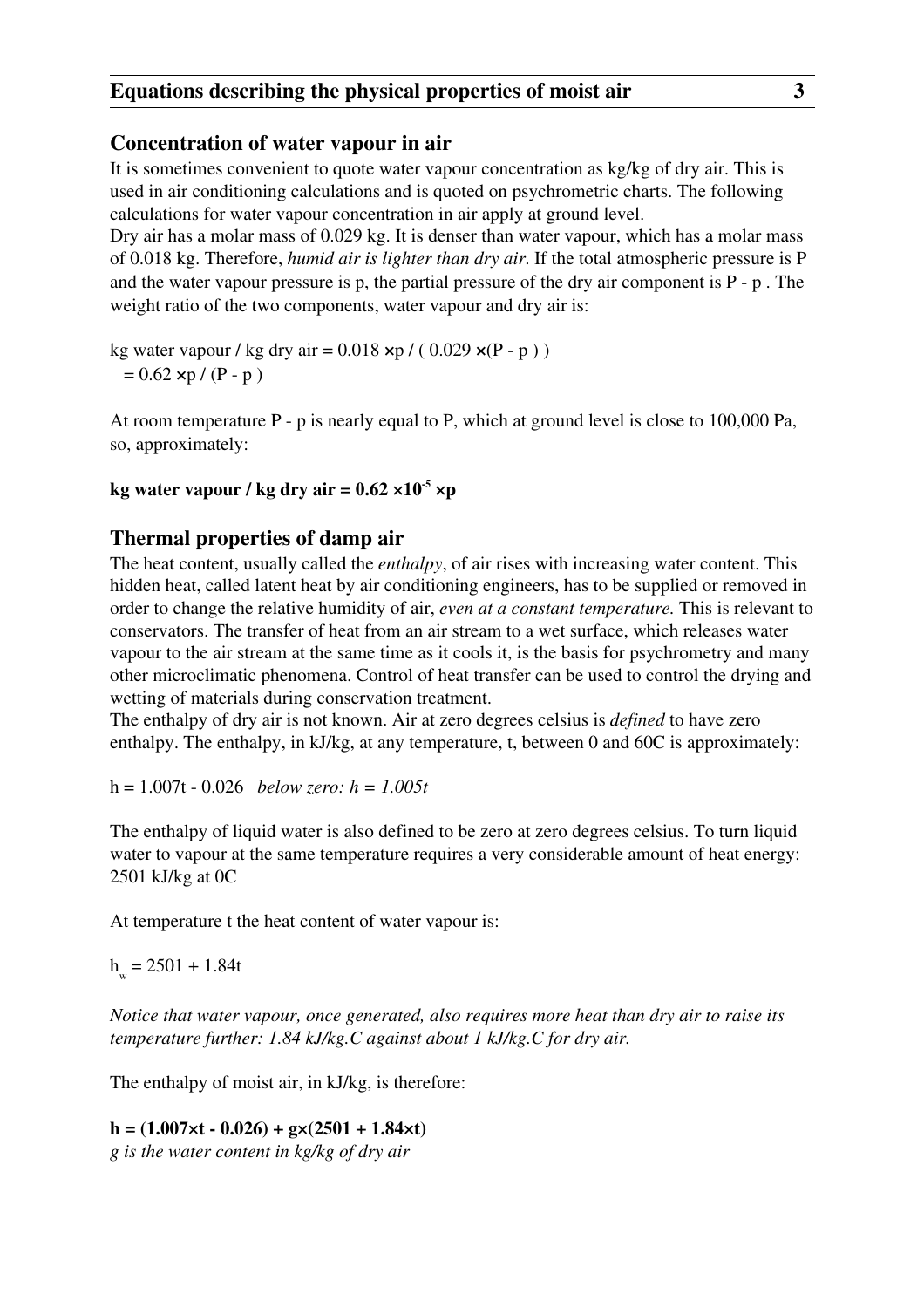## Concentration of water vapour in air

It is sometimes convenient to quote water vapour concentration as kg/kg of dry air. This is used in air conditioning calculations and is quoted on psychrometric charts. The following calculations for water vapour concentration in air apply at ground level.

Dry air has a molar mass of 0.029 kg. It is denser than water vapour, which has a molar mass of 0.018 kg. Therefore, *humid air is lighter than dry air*. If the total atmospheric pressure is P and the water vapour pressure is p, the partial pressure of the dry air component is P - p . The weight ratio of the two components, water vapour and dry air is:

$$\text{kg water vapour / kg dry air} = 0.018 \times p \;/\; (0.029 \times (P - p))$$
$$= 0.62 \times p \;/\; (P - p)$$

At room temperature P - p is nearly equal to P, which at ground level is close to 100,000 Pa, so, approximately:

**kg water vapour / kg dry air = $0.62 \times 10^{-5} \times p$**

## Thermal properties of damp air

The heat content, usually called the *enthalpy*, of air rises with increasing water content. This hidden heat, called latent heat by air conditioning engineers, has to be supplied or removed in order to change the relative humidity of air, *even at a constant temperature.* This is relevant to conservators. The transfer of heat from an air stream to a wet surface, which releases water vapour to the air stream at the same time as it cools it, is the basis for psychrometry and many other microclimatic phenomena. Control of heat transfer can be used to control the drying and wetting of materials during conservation treatment.

The enthalpy of dry air is not known. Air at zero degrees celsius is *defined* to have zero enthalpy. The enthalpy, in kJ/kg, at any temperature, t, between 0 and 60C is approximately:

$h = 1.007t - 0.026$ *below zero: $h = 1.005t$*

The enthalpy of liquid water is also defined to be zero at zero degrees celsius. To turn liquid water to vapour at the same temperature requires a very considerable amount of heat energy: 2501 kJ/kg at 0C

At temperature t the heat content of water vapour is:

$$h_w = 2501 + 1.84t$$

*Notice that water vapour, once generated, also requires more heat than dry air to raise its temperature further: 1.84 kJ/kg.C against about 1 kJ/kg.C for dry air.*

The enthalpy of moist air, in kJ/kg, is therefore:

$$\mathbf{h = (1.007 \times t - 0.026) + g \times (2501 + 1.84 \times t)}$$

*g is the water content in kg/kg of dry air*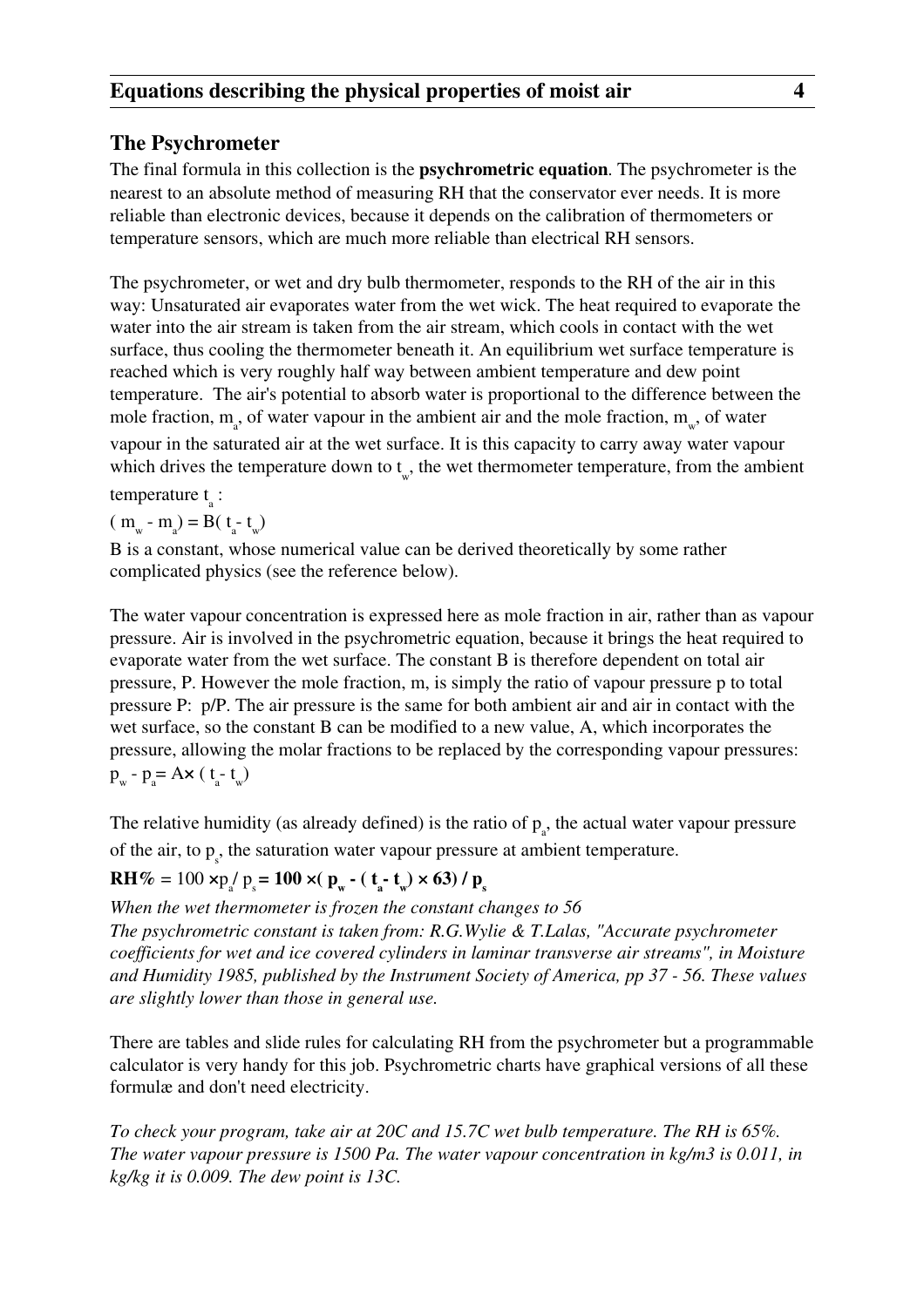## The Psychrometer

The final formula in this collection is the **psychrometric equation**. The psychrometer is the nearest to an absolute method of measuring RH that the conservator ever needs. It is more reliable than electronic devices, because it depends on the calibration of thermometers or temperature sensors, which are much more reliable than electrical RH sensors.

The psychrometer, or wet and dry bulb thermometer, responds to the RH of the air in this way: Unsaturated air evaporates water from the wet wick. The heat required to evaporate the water into the air stream is taken from the air stream, which cools in contact with the wet surface, thus cooling the thermometer beneath it. An equilibrium wet surface temperature is reached which is very roughly half way between ambient temperature and dew point temperature. The air's potential to absorb water is proportional to the difference between the mole fraction, $m_a$, of water vapour in the ambient air and the mole fraction, $m_w$, of water vapour in the saturated air at the wet surface. It is this capacity to carry away water vapour which drives the temperature down to $t_w$, the wet thermometer temperature, from the ambient temperature $t_a$:

$$(m_w - m_a) = B(t_a - t_w)$$

B is a constant, whose numerical value can be derived theoretically by some rather complicated physics (see the reference below).

The water vapour concentration is expressed here as mole fraction in air, rather than as vapour pressure. Air is involved in the psychrometric equation, because it brings the heat required to evaporate water from the wet surface. The constant B is therefore dependent on total air pressure, P. However the mole fraction, m, is simply the ratio of vapour pressure p to total pressure P: p/P. The air pressure is the same for both ambient air and air in contact with the wet surface, so the constant B can be modified to a new value, A, which incorporates the pressure, allowing the molar fractions to be replaced by the corresponding vapour pressures:

$$p_w - p_a = A \times (t_a - t_w)$$

The relative humidity (as already defined) is the ratio of $p_a$, the actual water vapour pressure of the air, to $p_s$, the saturation water vapour pressure at ambient temperature.

$$\mathbf{RH\%} = 100 \times p_a / p_s = \mathbf{100 \times (p_w - (t_a - t_w) \times 63) / p_s}$$

*When the wet thermometer is frozen the constant changes to 56*

*The psychrometric constant is taken from: R.G.Wylie & T.Lalas, "Accurate psychrometer coefficients for wet and ice covered cylinders in laminar transverse air streams", in Moisture and Humidity 1985, published by the Instrument Society of America, pp 37 - 56. These values are slightly lower than those in general use.*

There are tables and slide rules for calculating RH from the psychrometer but a programmable calculator is very handy for this job. Psychrometric charts have graphical versions of all these formulæ and don't need electricity.

*To check your program, take air at 20C and 15.7C wet bulb temperature. The RH is 65%. The water vapour pressure is 1500 Pa. The water vapour concentration in kg/m3 is 0.011, in kg/kg it is 0.009. The dew point is 13C.*